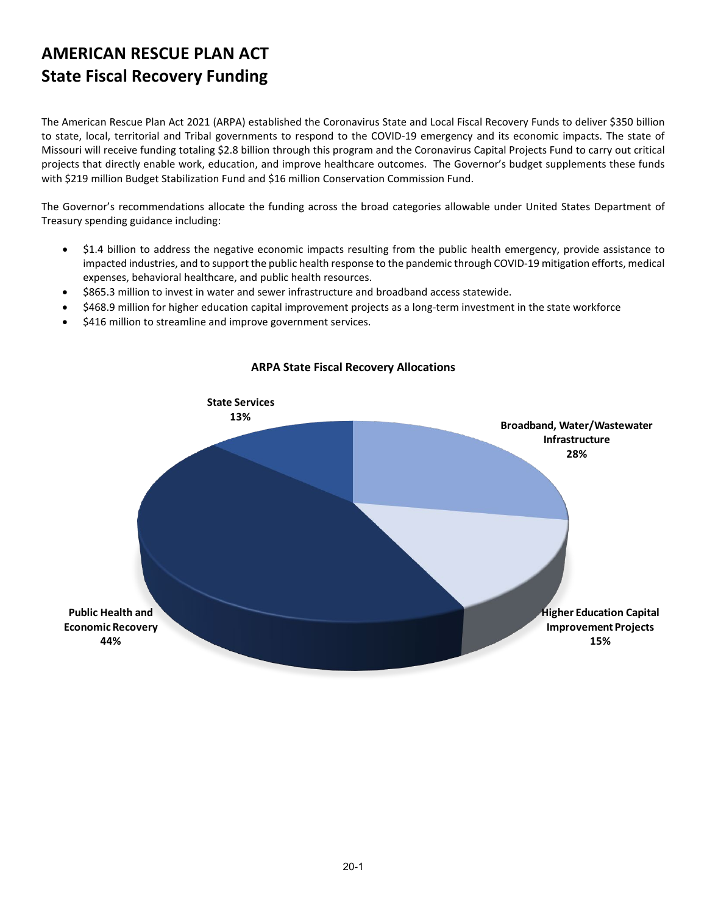# AMERICAN RESCUE PLAN ACT
## State Fiscal Recovery Funding

The American Rescue Plan Act 2021 (ARPA) established the Coronavirus State and Local Fiscal Recovery Funds to deliver $350 billion to state, local, territorial and Tribal governments to respond to the COVID-19 emergency and its economic impacts. The state of Missouri will receive funding totaling $2.8 billion through this program and the Coronavirus Capital Projects Fund to carry out critical projects that directly enable work, education, and improve healthcare outcomes. The Governor's budget supplements these funds with $219 million Budget Stabilization Fund and $16 million Conservation Commission Fund.

The Governor's recommendations allocate the funding across the broad categories allowable under United States Department of Treasury spending guidance including:

- $1.4 billion to address the negative economic impacts resulting from the public health emergency, provide assistance to impacted industries, and to support the public health response to the pandemic through COVID-19 mitigation efforts, medical expenses, behavioral healthcare, and public health resources.
- $865.3 million to invest in water and sewer infrastructure and broadband access statewide.
- $468.9 million for higher education capital improvement projects as a long-term investment in the state workforce
- $416 million to streamline and improve government services.

**ARPA State Fiscal Recovery Allocations**

| Category | Share |
|---|---|
| Public Health and Economic Recovery | 44% |
| Broadband, Water/Wastewater Infrastructure | 28% |
| Higher Education Capital Improvement Projects | 15% |
| State Services | 13% |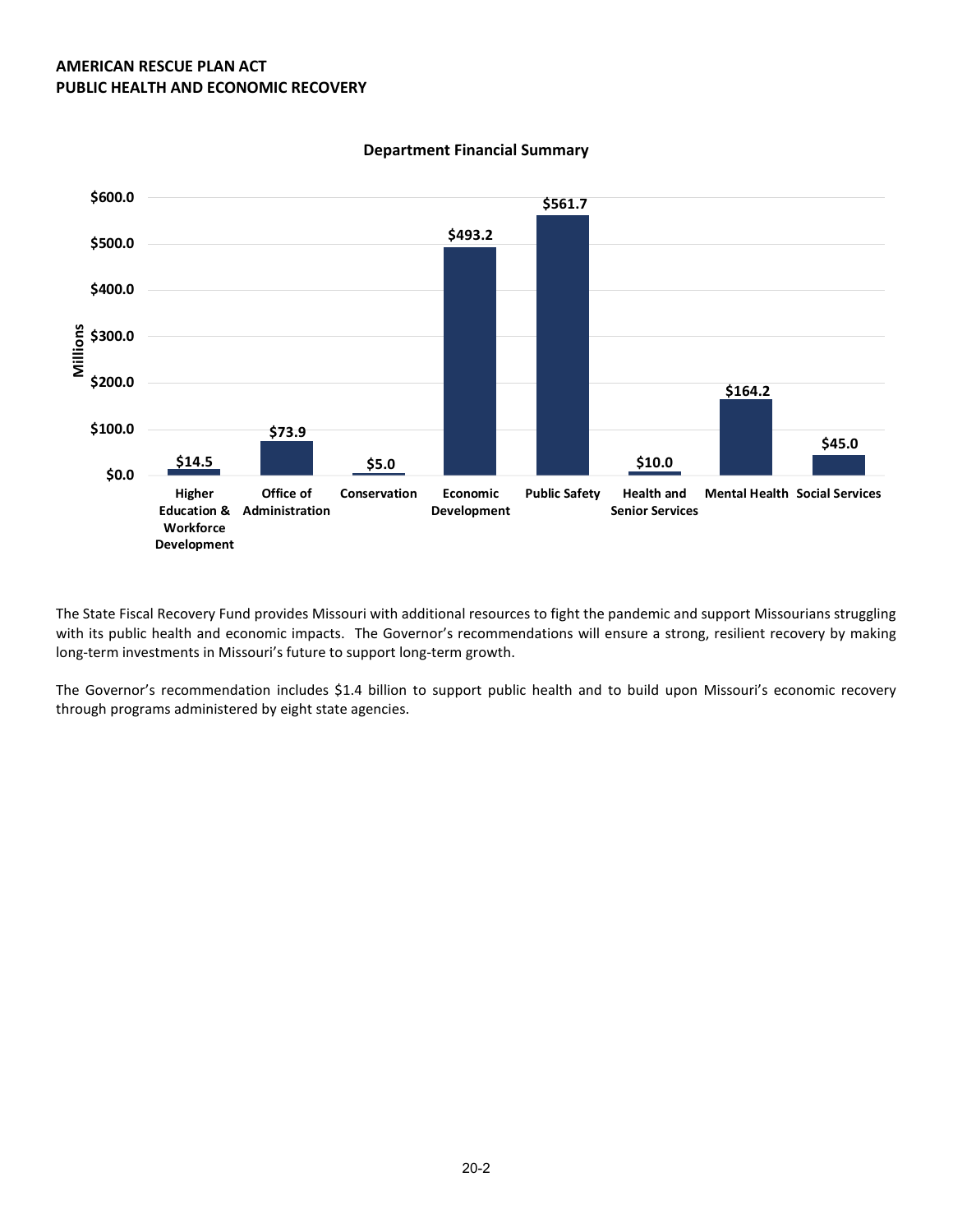**AMERICAN RESCUE PLAN ACT**
**PUBLIC HEALTH AND ECONOMIC RECOVERY**

**Department Financial Summary**

| Department | Millions |
|---|---|
| Higher Education & Workforce Development | $14.5 |
| Office of Administration | $73.9 |
| Conservation | $5.0 |
| Economic Development | $493.2 |
| Public Safety | $561.7 |
| Health and Senior Services | $10.0 |
| Mental Health | $164.2 |
| Social Services | $45.0 |

The State Fiscal Recovery Fund provides Missouri with additional resources to fight the pandemic and support Missourians struggling with its public health and economic impacts. The Governor's recommendations will ensure a strong, resilient recovery by making long-term investments in Missouri's future to support long-term growth.

The Governor's recommendation includes $1.4 billion to support public health and to build upon Missouri's economic recovery through programs administered by eight state agencies.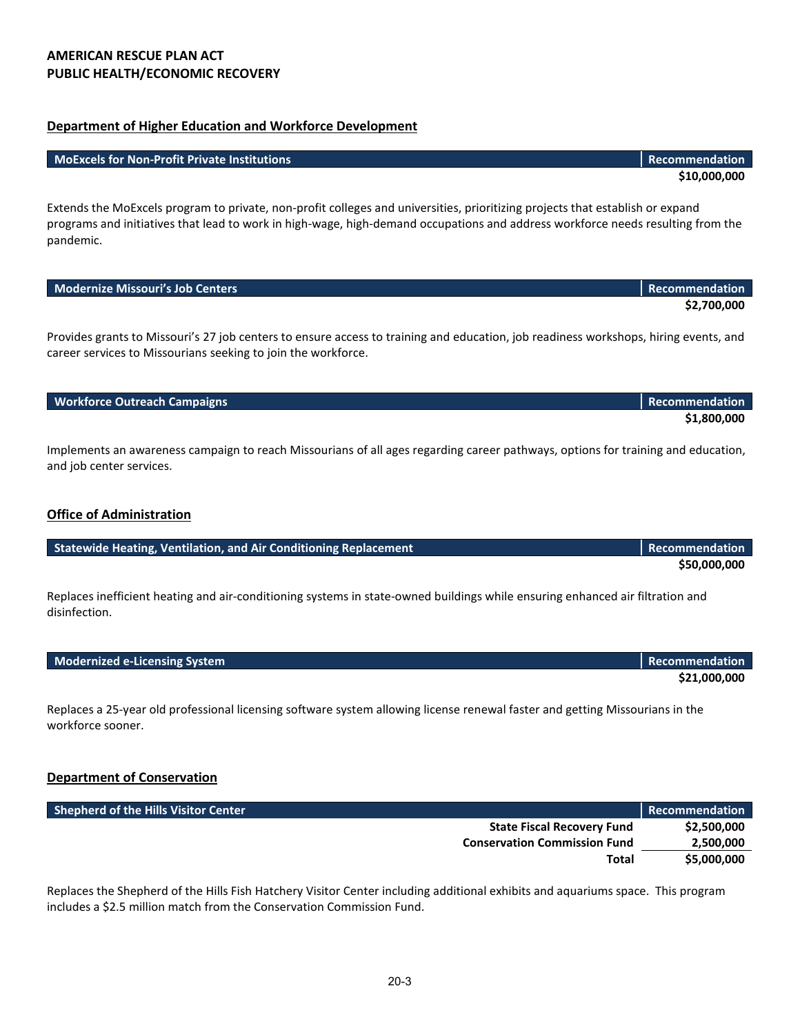## AMERICAN RESCUE PLAN ACT
## PUBLIC HEALTH/ECONOMIC RECOVERY

### Department of Higher Education and Workforce Development

| MoExcels for Non-Profit Private Institutions | Recommendation |
|---|---|
| | $10,000,000 |

Extends the MoExcels program to private, non-profit colleges and universities, prioritizing projects that establish or expand programs and initiatives that lead to work in high-wage, high-demand occupations and address workforce needs resulting from the pandemic.

| Modernize Missouri's Job Centers | Recommendation |
|---|---|
| | $2,700,000 |

Provides grants to Missouri's 27 job centers to ensure access to training and education, job readiness workshops, hiring events, and career services to Missourians seeking to join the workforce.

| Workforce Outreach Campaigns | Recommendation |
|---|---|
| | $1,800,000 |

Implements an awareness campaign to reach Missourians of all ages regarding career pathways, options for training and education, and job center services.

### Office of Administration

| Statewide Heating, Ventilation, and Air Conditioning Replacement | Recommendation |
|---|---|
| | $50,000,000 |

Replaces inefficient heating and air-conditioning systems in state-owned buildings while ensuring enhanced air filtration and disinfection.

| Modernized e-Licensing System | Recommendation |
|---|---|
| | $21,000,000 |

Replaces a 25-year old professional licensing software system allowing license renewal faster and getting Missourians in the workforce sooner.

### Department of Conservation

| Shepherd of the Hills Visitor Center | Recommendation |
|---|---|
| **State Fiscal Recovery Fund** | $2,500,000 |
| **Conservation Commission Fund** | 2,500,000 |
| **Total** | $5,000,000 |

Replaces the Shepherd of the Hills Fish Hatchery Visitor Center including additional exhibits and aquariums space. This program includes a $2.5 million match from the Conservation Commission Fund.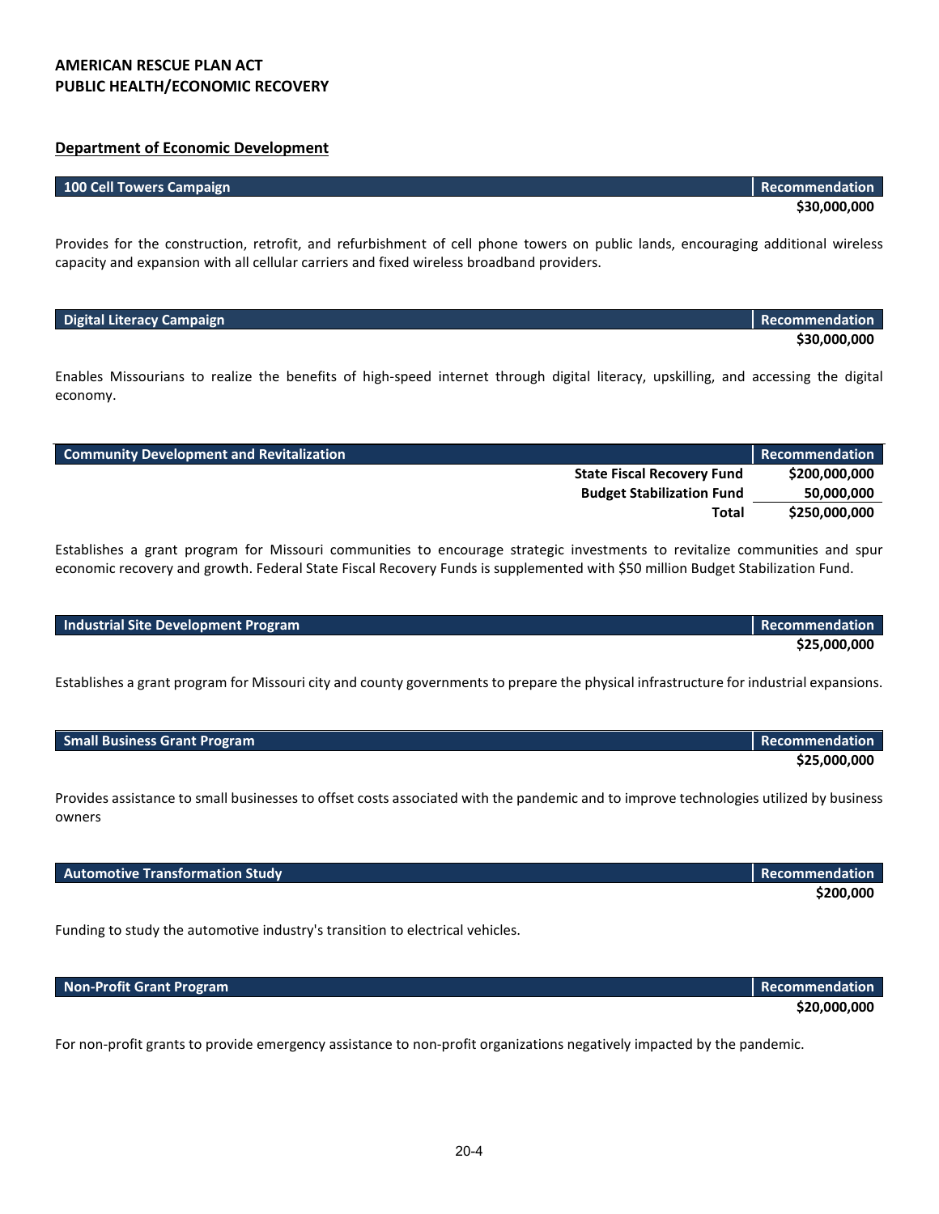**AMERICAN RESCUE PLAN ACT**
**PUBLIC HEALTH/ECONOMIC RECOVERY**

## Department of Economic Development

| 100 Cell Towers Campaign | Recommendation |
|---|---|
| | $30,000,000 |

Provides for the construction, retrofit, and refurbishment of cell phone towers on public lands, encouraging additional wireless capacity and expansion with all cellular carriers and fixed wireless broadband providers.

| Digital Literacy Campaign | Recommendation |
|---|---|
| | $30,000,000 |

Enables Missourians to realize the benefits of high-speed internet through digital literacy, upskilling, and accessing the digital economy.

| Community Development and Revitalization | Recommendation |
|---|---|
| State Fiscal Recovery Fund | $200,000,000 |
| Budget Stabilization Fund | 50,000,000 |
| Total | $250,000,000 |

Establishes a grant program for Missouri communities to encourage strategic investments to revitalize communities and spur economic recovery and growth. Federal State Fiscal Recovery Funds is supplemented with $50 million Budget Stabilization Fund.

| Industrial Site Development Program | Recommendation |
|---|---|
| | $25,000,000 |

Establishes a grant program for Missouri city and county governments to prepare the physical infrastructure for industrial expansions.

| Small Business Grant Program | Recommendation |
|---|---|
| | $25,000,000 |

Provides assistance to small businesses to offset costs associated with the pandemic and to improve technologies utilized by business owners

| Automotive Transformation Study | Recommendation |
|---|---|
| | $200,000 |

Funding to study the automotive industry's transition to electrical vehicles.

| Non-Profit Grant Program | Recommendation |
|---|---|
| | $20,000,000 |

For non-profit grants to provide emergency assistance to non-profit organizations negatively impacted by the pandemic.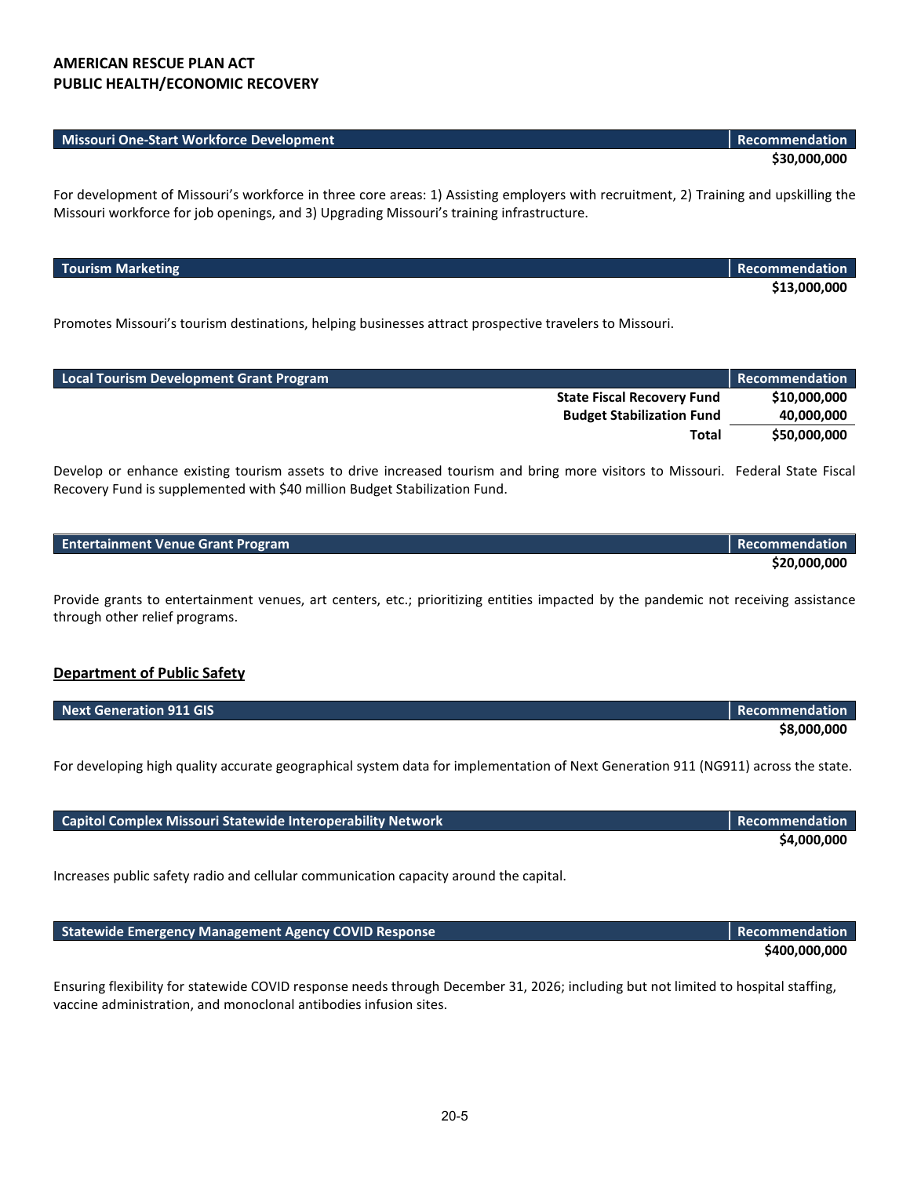## AMERICAN RESCUE PLAN ACT
## PUBLIC HEALTH/ECONOMIC RECOVERY

| Missouri One-Start Workforce Development | Recommendation |
|---|---|
| | **$30,000,000** |

For development of Missouri's workforce in three core areas: 1) Assisting employers with recruitment, 2) Training and upskilling the Missouri workforce for job openings, and 3) Upgrading Missouri's training infrastructure.

| Tourism Marketing | Recommendation |
|---|---|
| | **$13,000,000** |

Promotes Missouri's tourism destinations, helping businesses attract prospective travelers to Missouri.

| Local Tourism Development Grant Program | Recommendation |
|---|---|
| **State Fiscal Recovery Fund** | **$10,000,000** |
| **Budget Stabilization Fund** | **40,000,000** |
| **Total** | **$50,000,000** |

Develop or enhance existing tourism assets to drive increased tourism and bring more visitors to Missouri. Federal State Fiscal Recovery Fund is supplemented with $40 million Budget Stabilization Fund.

| Entertainment Venue Grant Program | Recommendation |
|---|---|
| | **$20,000,000** |

Provide grants to entertainment venues, art centers, etc.; prioritizing entities impacted by the pandemic not receiving assistance through other relief programs.

### Department of Public Safety

| Next Generation 911 GIS | Recommendation |
|---|---|
| | **$8,000,000** |

For developing high quality accurate geographical system data for implementation of Next Generation 911 (NG911) across the state.

| Capitol Complex Missouri Statewide Interoperability Network | Recommendation |
|---|---|
| | **$4,000,000** |

Increases public safety radio and cellular communication capacity around the capital.

| Statewide Emergency Management Agency COVID Response | Recommendation |
|---|---|
| | **$400,000,000** |

Ensuring flexibility for statewide COVID response needs through December 31, 2026; including but not limited to hospital staffing, vaccine administration, and monoclonal antibodies infusion sites.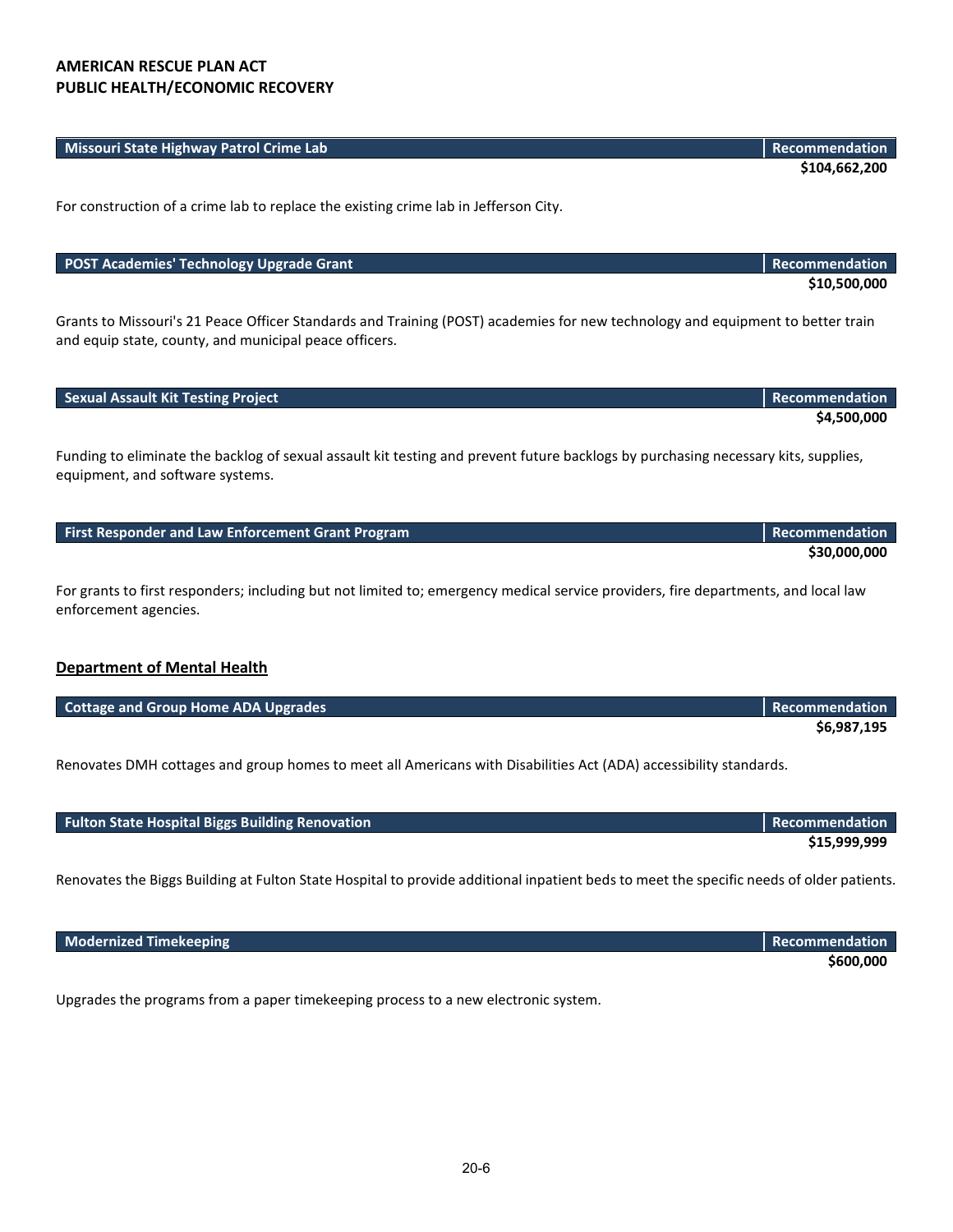**AMERICAN RESCUE PLAN ACT**
**PUBLIC HEALTH/ECONOMIC RECOVERY**

| Missouri State Highway Patrol Crime Lab | Recommendation |
| --- | --- |
| | **$104,662,200** |

For construction of a crime lab to replace the existing crime lab in Jefferson City.

| POST Academies' Technology Upgrade Grant | Recommendation |
| --- | --- |
| | **$10,500,000** |

Grants to Missouri's 21 Peace Officer Standards and Training (POST) academies for new technology and equipment to better train and equip state, county, and municipal peace officers.

| Sexual Assault Kit Testing Project | Recommendation |
| --- | --- |
| | **$4,500,000** |

Funding to eliminate the backlog of sexual assault kit testing and prevent future backlogs by purchasing necessary kits, supplies, equipment, and software systems.

| First Responder and Law Enforcement Grant Program | Recommendation |
| --- | --- |
| | **$30,000,000** |

For grants to first responders; including but not limited to; emergency medical service providers, fire departments, and local law enforcement agencies.

## Department of Mental Health

| Cottage and Group Home ADA Upgrades | Recommendation |
| --- | --- |
| | **$6,987,195** |

Renovates DMH cottages and group homes to meet all Americans with Disabilities Act (ADA) accessibility standards.

| Fulton State Hospital Biggs Building Renovation | Recommendation |
| --- | --- |
| | **$15,999,999** |

Renovates the Biggs Building at Fulton State Hospital to provide additional inpatient beds to meet the specific needs of older patients.

| Modernized Timekeeping | Recommendation |
| --- | --- |
| | **$600,000** |

Upgrades the programs from a paper timekeeping process to a new electronic system.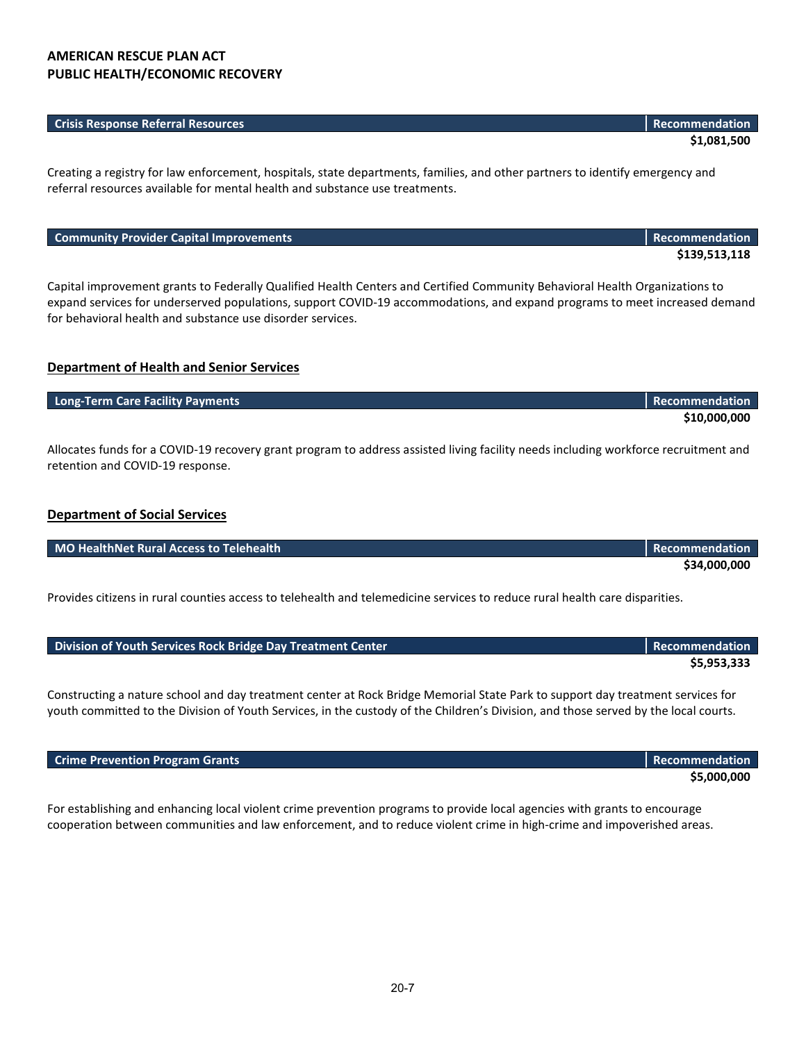**AMERICAN RESCUE PLAN ACT**
**PUBLIC HEALTH/ECONOMIC RECOVERY**

| Crisis Response Referral Resources | Recommendation |
| --- | --- |
| | $1,081,500 |

Creating a registry for law enforcement, hospitals, state departments, families, and other partners to identify emergency and referral resources available for mental health and substance use treatments.

| Community Provider Capital Improvements | Recommendation |
| --- | --- |
| | $139,513,118 |

Capital improvement grants to Federally Qualified Health Centers and Certified Community Behavioral Health Organizations to expand services for underserved populations, support COVID-19 accommodations, and expand programs to meet increased demand for behavioral health and substance use disorder services.

## Department of Health and Senior Services

| Long-Term Care Facility Payments | Recommendation |
| --- | --- |
| | $10,000,000 |

Allocates funds for a COVID-19 recovery grant program to address assisted living facility needs including workforce recruitment and retention and COVID-19 response.

## Department of Social Services

| MO HealthNet Rural Access to Telehealth | Recommendation |
| --- | --- |
| | $34,000,000 |

Provides citizens in rural counties access to telehealth and telemedicine services to reduce rural health care disparities.

| Division of Youth Services Rock Bridge Day Treatment Center | Recommendation |
| --- | --- |
| | $5,953,333 |

Constructing a nature school and day treatment center at Rock Bridge Memorial State Park to support day treatment services for youth committed to the Division of Youth Services, in the custody of the Children's Division, and those served by the local courts.

| Crime Prevention Program Grants | Recommendation |
| --- | --- |
| | $5,000,000 |

For establishing and enhancing local violent crime prevention programs to provide local agencies with grants to encourage cooperation between communities and law enforcement, and to reduce violent crime in high-crime and impoverished areas.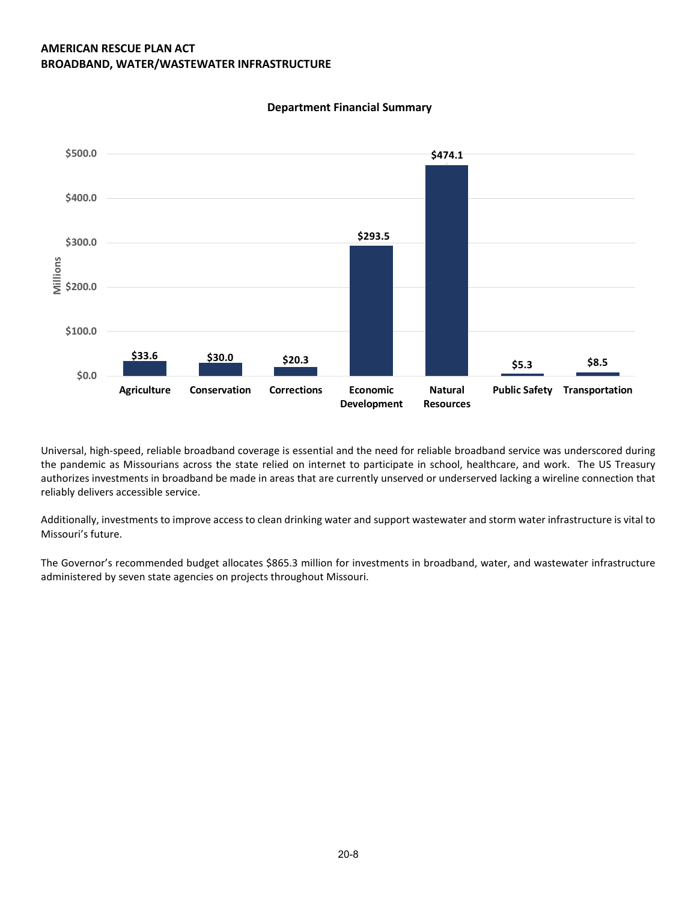**AMERICAN RESCUE PLAN ACT**
**BROADBAND, WATER/WASTEWATER INFRASTRUCTURE**

**Department Financial Summary**

| Department | Millions |
|---|---|
| Agriculture | $33.6 |
| Conservation | $30.0 |
| Corrections | $20.3 |
| Economic Development | $293.5 |
| Natural Resources | $474.1 |
| Public Safety | $5.3 |
| Transportation | $8.5 |

Universal, high-speed, reliable broadband coverage is essential and the need for reliable broadband service was underscored during the pandemic as Missourians across the state relied on internet to participate in school, healthcare, and work. The US Treasury authorizes investments in broadband be made in areas that are currently unserved or underserved lacking a wireline connection that reliably delivers accessible service.

Additionally, investments to improve access to clean drinking water and support wastewater and storm water infrastructure is vital to Missouri's future.

The Governor's recommended budget allocates $865.3 million for investments in broadband, water, and wastewater infrastructure administered by seven state agencies on projects throughout Missouri.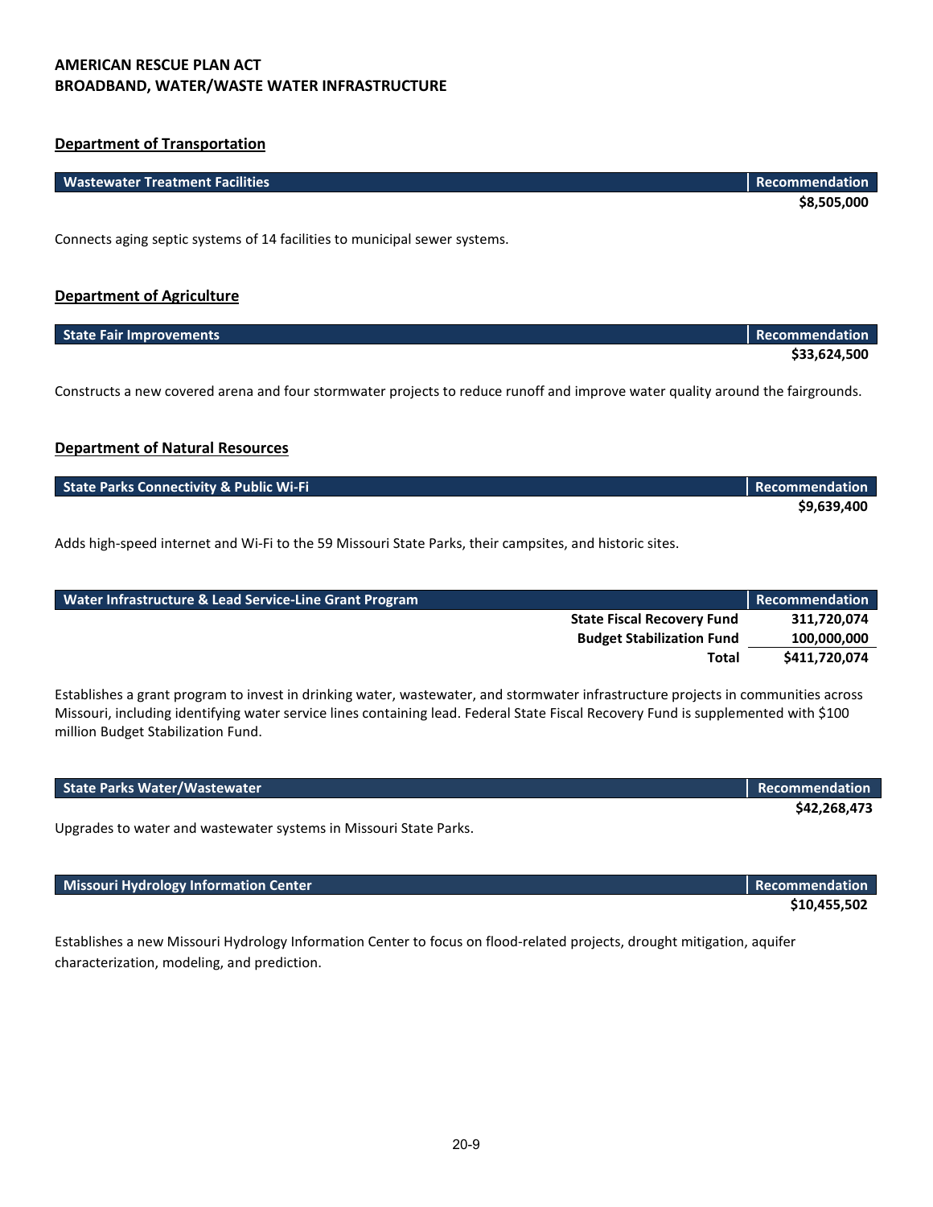## AMERICAN RESCUE PLAN ACT
## BROADBAND, WATER/WASTE WATER INFRASTRUCTURE

### Department of Transportation

| Wastewater Treatment Facilities | Recommendation |
|---|---|
| | **$8,505,000** |

Connects aging septic systems of 14 facilities to municipal sewer systems.

### Department of Agriculture

| State Fair Improvements | Recommendation |
|---|---|
| | **$33,624,500** |

Constructs a new covered arena and four stormwater projects to reduce runoff and improve water quality around the fairgrounds.

### Department of Natural Resources

| State Parks Connectivity & Public Wi-Fi | Recommendation |
|---|---|
| | **$9,639,400** |

Adds high-speed internet and Wi-Fi to the 59 Missouri State Parks, their campsites, and historic sites.

| Water Infrastructure & Lead Service-Line Grant Program | Recommendation |
|---|---|
| **State Fiscal Recovery Fund** | **311,720,074** |
| **Budget Stabilization Fund** | **100,000,000** |
| **Total** | **$411,720,074** |

Establishes a grant program to invest in drinking water, wastewater, and stormwater infrastructure projects in communities across Missouri, including identifying water service lines containing lead. Federal State Fiscal Recovery Fund is supplemented with $100 million Budget Stabilization Fund.

| State Parks Water/Wastewater | Recommendation |
|---|---|
| | **$42,268,473** |

Upgrades to water and wastewater systems in Missouri State Parks.

| Missouri Hydrology Information Center | Recommendation |
|---|---|
| | **$10,455,502** |

Establishes a new Missouri Hydrology Information Center to focus on flood-related projects, drought mitigation, aquifer characterization, modeling, and prediction.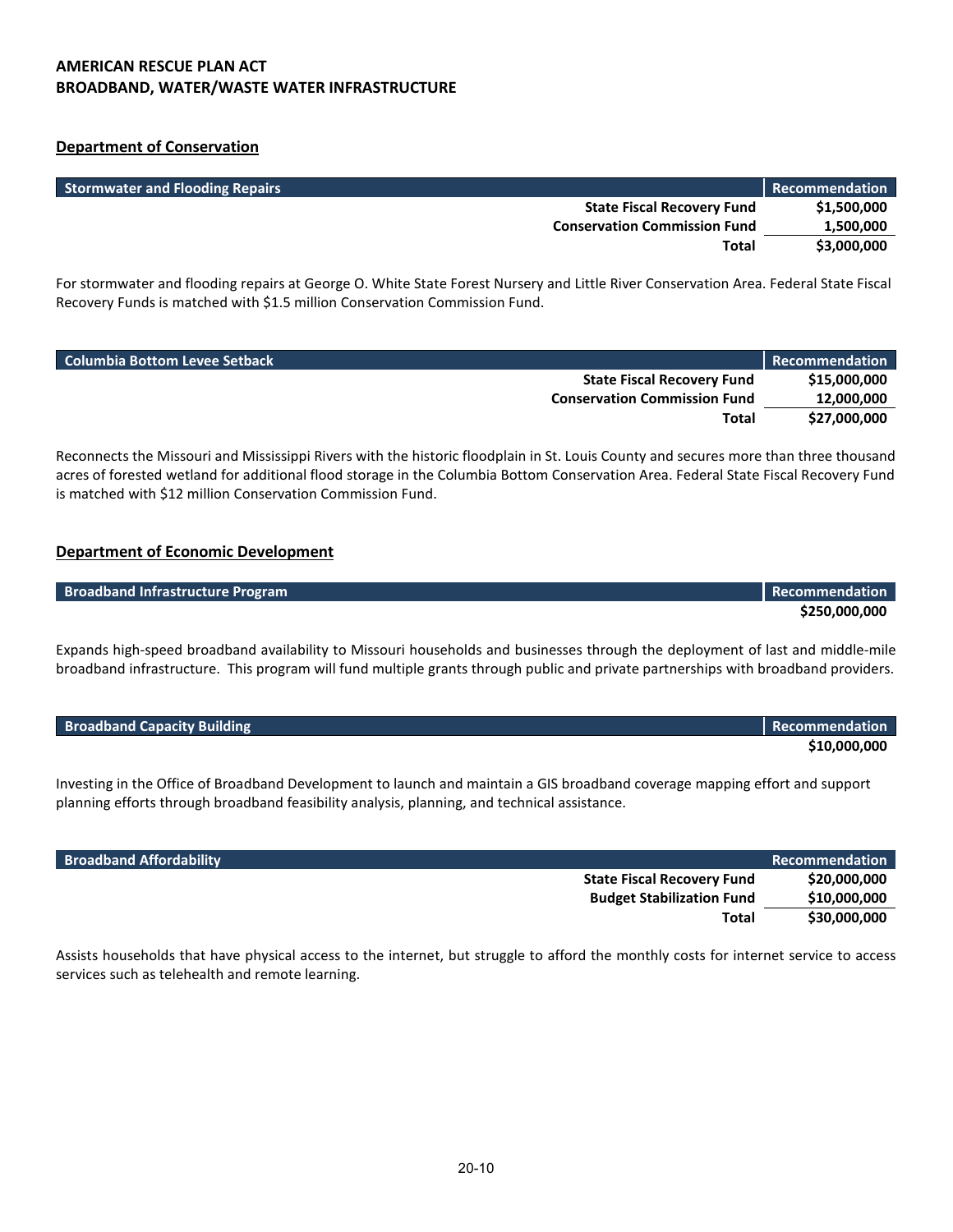# AMERICAN RESCUE PLAN ACT
# BROADBAND, WATER/WASTE WATER INFRASTRUCTURE

## Department of Conservation

| Stormwater and Flooding Repairs | Recommendation |
|---|---|
| **State Fiscal Recovery Fund** | **$1,500,000** |
| **Conservation Commission Fund** | **1,500,000** |
| **Total** | **$3,000,000** |

For stormwater and flooding repairs at George O. White State Forest Nursery and Little River Conservation Area. Federal State Fiscal Recovery Funds is matched with $1.5 million Conservation Commission Fund.

| Columbia Bottom Levee Setback | Recommendation |
|---|---|
| **State Fiscal Recovery Fund** | **$15,000,000** |
| **Conservation Commission Fund** | **12,000,000** |
| **Total** | **$27,000,000** |

Reconnects the Missouri and Mississippi Rivers with the historic floodplain in St. Louis County and secures more than three thousand acres of forested wetland for additional flood storage in the Columbia Bottom Conservation Area. Federal State Fiscal Recovery Fund is matched with $12 million Conservation Commission Fund.

## Department of Economic Development

| Broadband Infrastructure Program | Recommendation |
|---|---|
| | **$250,000,000** |

Expands high-speed broadband availability to Missouri households and businesses through the deployment of last and middle-mile broadband infrastructure. This program will fund multiple grants through public and private partnerships with broadband providers.

| Broadband Capacity Building | Recommendation |
|---|---|
| | **$10,000,000** |

Investing in the Office of Broadband Development to launch and maintain a GIS broadband coverage mapping effort and support planning efforts through broadband feasibility analysis, planning, and technical assistance.

| Broadband Affordability | Recommendation |
|---|---|
| **State Fiscal Recovery Fund** | **$20,000,000** |
| **Budget Stabilization Fund** | **$10,000,000** |
| **Total** | **$30,000,000** |

Assists households that have physical access to the internet, but struggle to afford the monthly costs for internet service to access services such as telehealth and remote learning.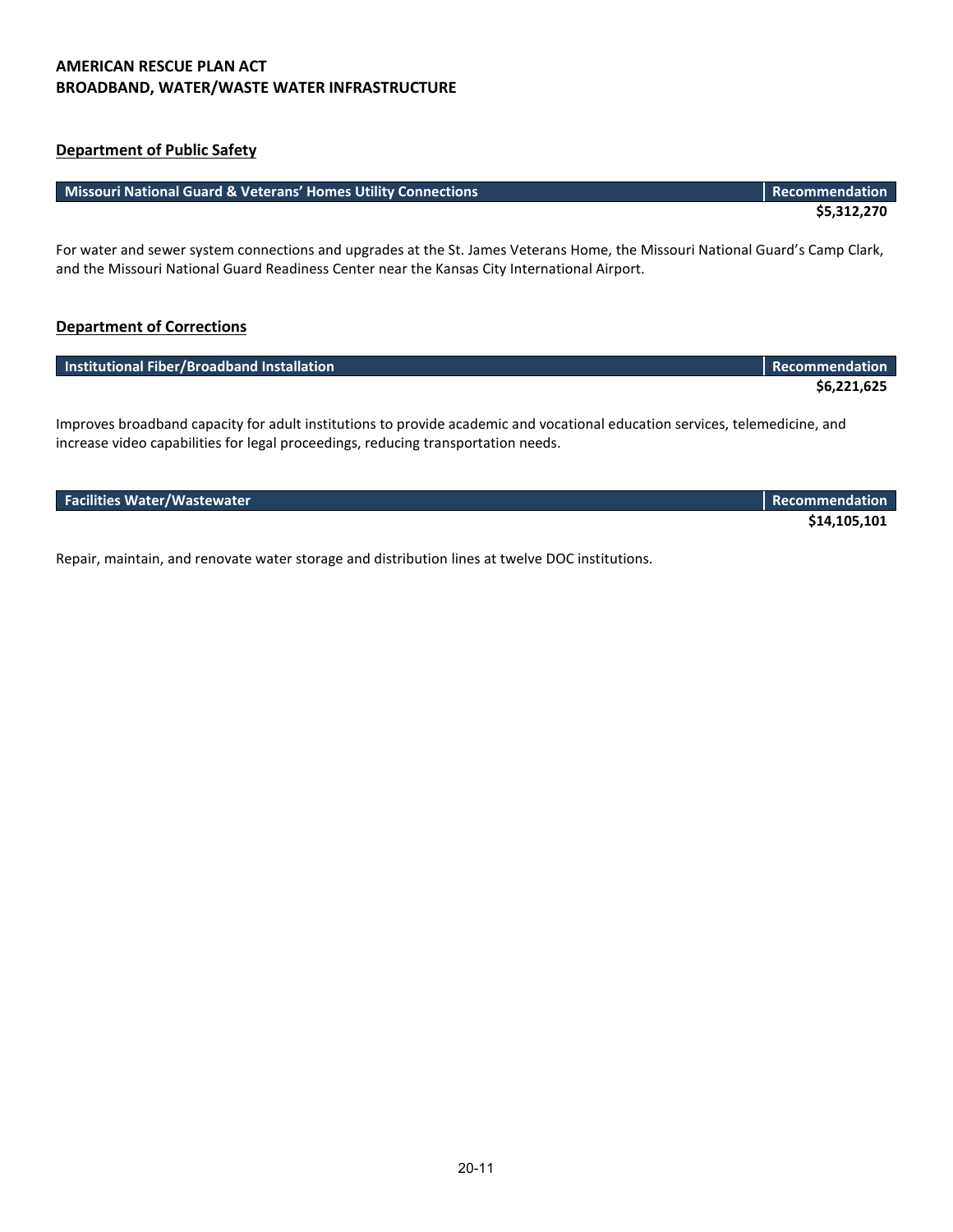**AMERICAN RESCUE PLAN ACT**
**BROADBAND, WATER/WASTE WATER INFRASTRUCTURE**

## Department of Public Safety

| Missouri National Guard & Veterans' Homes Utility Connections | Recommendation |
|---|---|
| | **$5,312,270** |

For water and sewer system connections and upgrades at the St. James Veterans Home, the Missouri National Guard's Camp Clark, and the Missouri National Guard Readiness Center near the Kansas City International Airport.

## Department of Corrections

| Institutional Fiber/Broadband Installation | Recommendation |
|---|---|
| | **$6,221,625** |

Improves broadband capacity for adult institutions to provide academic and vocational education services, telemedicine, and increase video capabilities for legal proceedings, reducing transportation needs.

| Facilities Water/Wastewater | Recommendation |
|---|---|
| | **$14,105,101** |

Repair, maintain, and renovate water storage and distribution lines at twelve DOC institutions.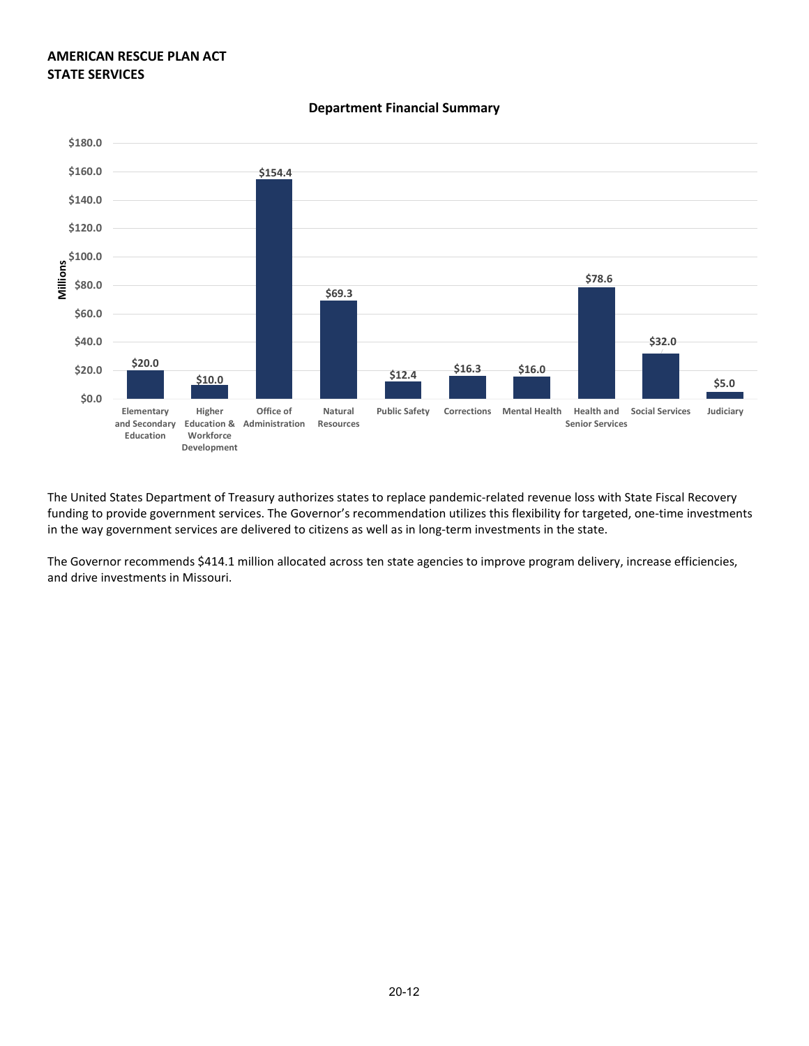**AMERICAN RESCUE PLAN ACT**
**STATE SERVICES**

**Department Financial Summary**

| Department | Millions |
|---|---|
| Elementary and Secondary Education | $20.0 |
| Higher Education & Workforce Development | $10.0 |
| Office of Administration | $154.4 |
| Natural Resources | $69.3 |
| Public Safety | $12.4 |
| Corrections | $16.3 |
| Mental Health | $16.0 |
| Health and Senior Services | $78.6 |
| Social Services | $32.0 |
| Judiciary | $5.0 |

The United States Department of Treasury authorizes states to replace pandemic-related revenue loss with State Fiscal Recovery funding to provide government services. The Governor's recommendation utilizes this flexibility for targeted, one-time investments in the way government services are delivered to citizens as well as in long-term investments in the state.

The Governor recommends $414.1 million allocated across ten state agencies to improve program delivery, increase efficiencies, and drive investments in Missouri.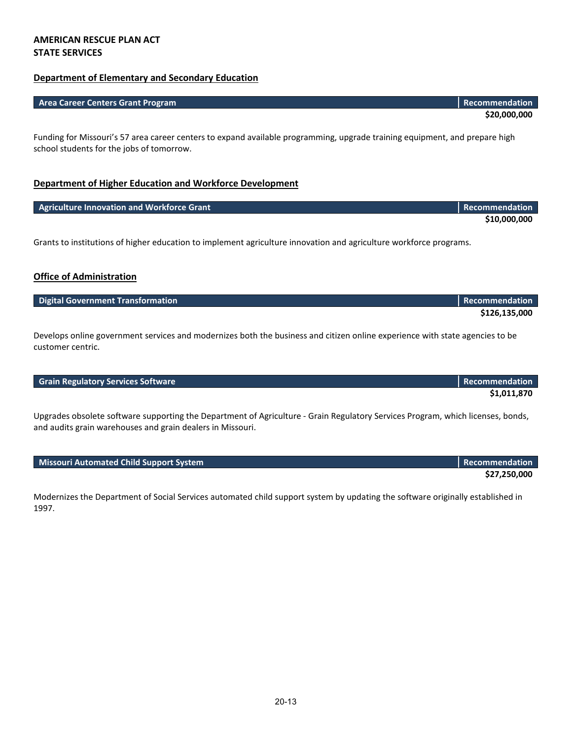**AMERICAN RESCUE PLAN ACT**
**STATE SERVICES**

## Department of Elementary and Secondary Education

| Area Career Centers Grant Program | Recommendation |
|---|---|
| | **$20,000,000** |

Funding for Missouri’s 57 area career centers to expand available programming, upgrade training equipment, and prepare high school students for the jobs of tomorrow.

## Department of Higher Education and Workforce Development

| Agriculture Innovation and Workforce Grant | Recommendation |
|---|---|
| | **$10,000,000** |

Grants to institutions of higher education to implement agriculture innovation and agriculture workforce programs.

## Office of Administration

| Digital Government Transformation | Recommendation |
|---|---|
| | **$126,135,000** |

Develops online government services and modernizes both the business and citizen online experience with state agencies to be customer centric.

| Grain Regulatory Services Software | Recommendation |
|---|---|
| | **$1,011,870** |

Upgrades obsolete software supporting the Department of Agriculture - Grain Regulatory Services Program, which licenses, bonds, and audits grain warehouses and grain dealers in Missouri.

| Missouri Automated Child Support System | Recommendation |
|---|---|
| | **$27,250,000** |

Modernizes the Department of Social Services automated child support system by updating the software originally established in 1997.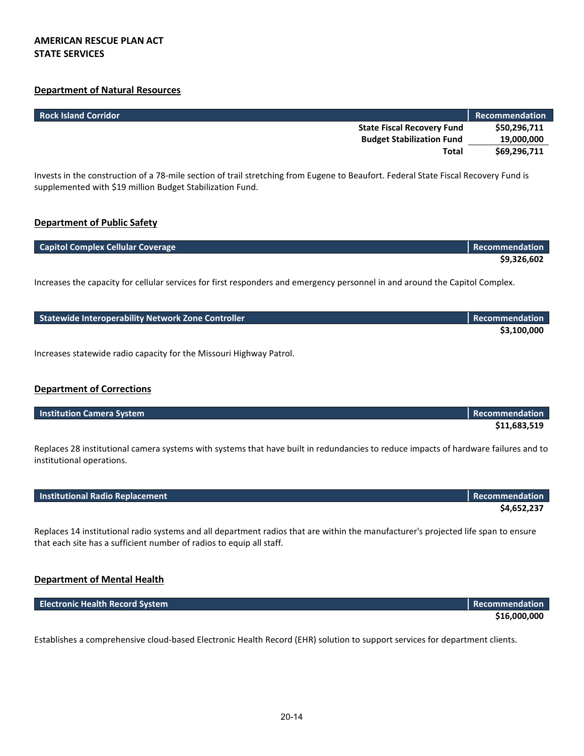## AMERICAN RESCUE PLAN ACT
## STATE SERVICES

### Department of Natural Resources

| Rock Island Corridor | Recommendation |
|---|---|
| **State Fiscal Recovery Fund** | **$50,296,711** |
| **Budget Stabilization Fund** | **19,000,000** |
| **Total** | **$69,296,711** |

Invests in the construction of a 78-mile section of trail stretching from Eugene to Beaufort. Federal State Fiscal Recovery Fund is supplemented with $19 million Budget Stabilization Fund.

### Department of Public Safety

| Capitol Complex Cellular Coverage | Recommendation |
|---|---|
| | **$9,326,602** |

Increases the capacity for cellular services for first responders and emergency personnel in and around the Capitol Complex.

| Statewide Interoperability Network Zone Controller | Recommendation |
|---|---|
| | **$3,100,000** |

Increases statewide radio capacity for the Missouri Highway Patrol.

### Department of Corrections

| Institution Camera System | Recommendation |
|---|---|
| | **$11,683,519** |

Replaces 28 institutional camera systems with systems that have built in redundancies to reduce impacts of hardware failures and to institutional operations.

| Institutional Radio Replacement | Recommendation |
|---|---|
| | **$4,652,237** |

Replaces 14 institutional radio systems and all department radios that are within the manufacturer's projected life span to ensure that each site has a sufficient number of radios to equip all staff.

### Department of Mental Health

| Electronic Health Record System | Recommendation |
|---|---|
| | **$16,000,000** |

Establishes a comprehensive cloud-based Electronic Health Record (EHR) solution to support services for department clients.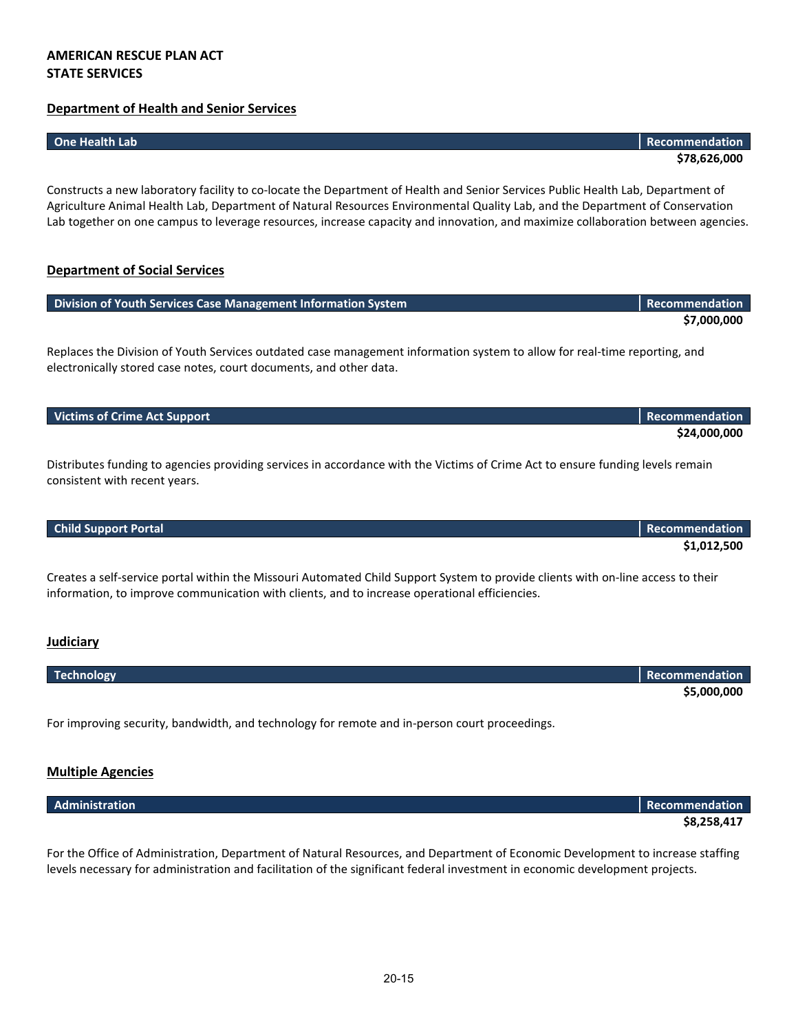**AMERICAN RESCUE PLAN ACT**
**STATE SERVICES**

## Department of Health and Senior Services

| One Health Lab | Recommendation |
| --- | --- |
| | **$78,626,000** |

Constructs a new laboratory facility to co-locate the Department of Health and Senior Services Public Health Lab, Department of Agriculture Animal Health Lab, Department of Natural Resources Environmental Quality Lab, and the Department of Conservation Lab together on one campus to leverage resources, increase capacity and innovation, and maximize collaboration between agencies.

## Department of Social Services

| Division of Youth Services Case Management Information System | Recommendation |
| --- | --- |
| | **$7,000,000** |

Replaces the Division of Youth Services outdated case management information system to allow for real-time reporting, and electronically stored case notes, court documents, and other data.

| Victims of Crime Act Support | Recommendation |
| --- | --- |
| | **$24,000,000** |

Distributes funding to agencies providing services in accordance with the Victims of Crime Act to ensure funding levels remain consistent with recent years.

| Child Support Portal | Recommendation |
| --- | --- |
| | **$1,012,500** |

Creates a self-service portal within the Missouri Automated Child Support System to provide clients with on-line access to their information, to improve communication with clients, and to increase operational efficiencies.

## Judiciary

| Technology | Recommendation |
| --- | --- |
| | **$5,000,000** |

For improving security, bandwidth, and technology for remote and in-person court proceedings.

## Multiple Agencies

| Administration | Recommendation |
| --- | --- |
| | **$8,258,417** |

For the Office of Administration, Department of Natural Resources, and Department of Economic Development to increase staffing levels necessary for administration and facilitation of the significant federal investment in economic development projects.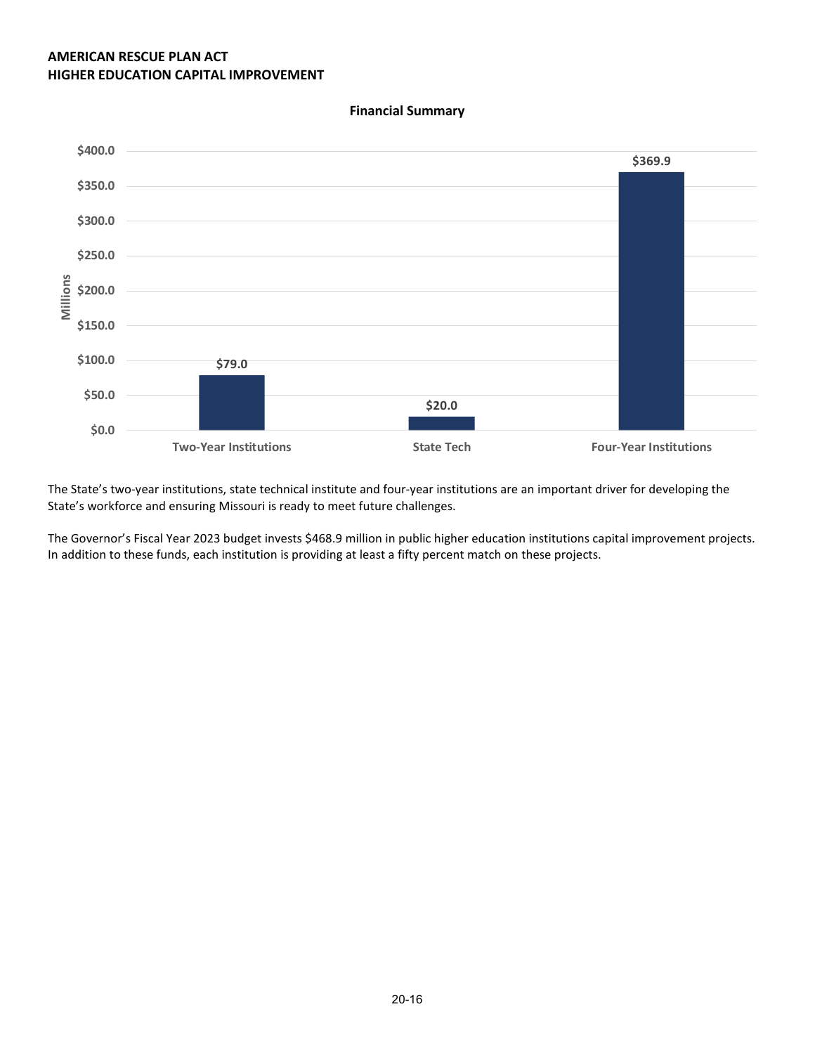**AMERICAN RESCUE PLAN ACT**
**HIGHER EDUCATION CAPITAL IMPROVEMENT**

**Financial Summary**

| Category | Millions |
|---|---|
| Two-Year Institutions | $79.0 |
| State Tech | $20.0 |
| Four-Year Institutions | $369.9 |

The State's two-year institutions, state technical institute and four-year institutions are an important driver for developing the State's workforce and ensuring Missouri is ready to meet future challenges.

The Governor's Fiscal Year 2023 budget invests $468.9 million in public higher education institutions capital improvement projects. In addition to these funds, each institution is providing at least a fifty percent match on these projects.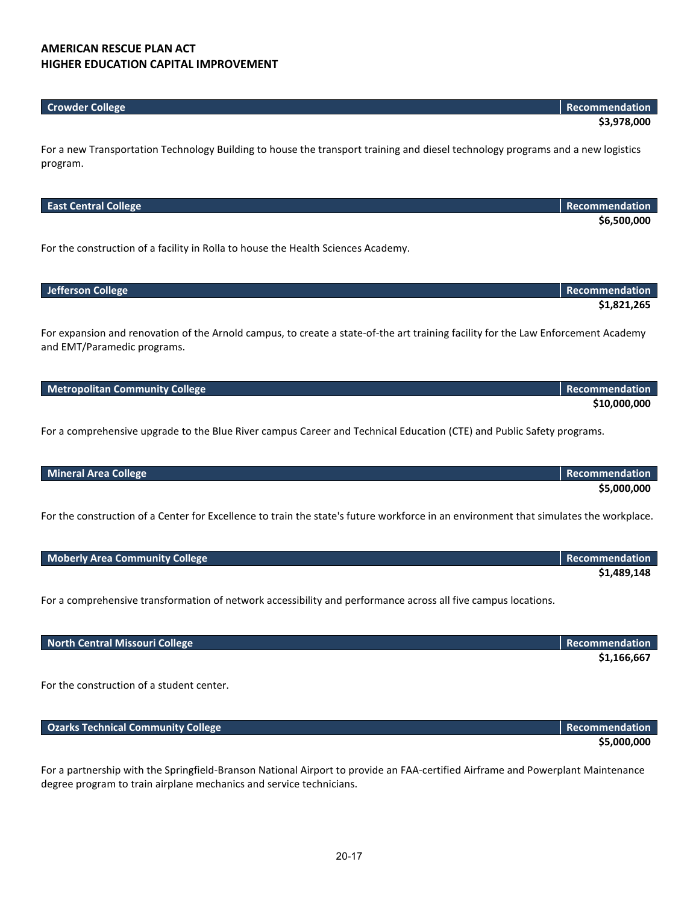**AMERICAN RESCUE PLAN ACT**
**HIGHER EDUCATION CAPITAL IMPROVEMENT**

| Crowder College | Recommendation |
| --- | --- |
| | **$3,978,000** |

For a new Transportation Technology Building to house the transport training and diesel technology programs and a new logistics program.

| East Central College | Recommendation |
| --- | --- |
| | **$6,500,000** |

For the construction of a facility in Rolla to house the Health Sciences Academy.

| Jefferson College | Recommendation |
| --- | --- |
| | **$1,821,265** |

For expansion and renovation of the Arnold campus, to create a state-of-the art training facility for the Law Enforcement Academy and EMT/Paramedic programs.

| Metropolitan Community College | Recommendation |
| --- | --- |
| | **$10,000,000** |

For a comprehensive upgrade to the Blue River campus Career and Technical Education (CTE) and Public Safety programs.

| Mineral Area College | Recommendation |
| --- | --- |
| | **$5,000,000** |

For the construction of a Center for Excellence to train the state's future workforce in an environment that simulates the workplace.

| Moberly Area Community College | Recommendation |
| --- | --- |
| | **$1,489,148** |

For a comprehensive transformation of network accessibility and performance across all five campus locations.

| North Central Missouri College | Recommendation |
| --- | --- |
| | **$1,166,667** |

For the construction of a student center.

| Ozarks Technical Community College | Recommendation |
| --- | --- |
| | **$5,000,000** |

For a partnership with the Springfield-Branson National Airport to provide an FAA-certified Airframe and Powerplant Maintenance degree program to train airplane mechanics and service technicians.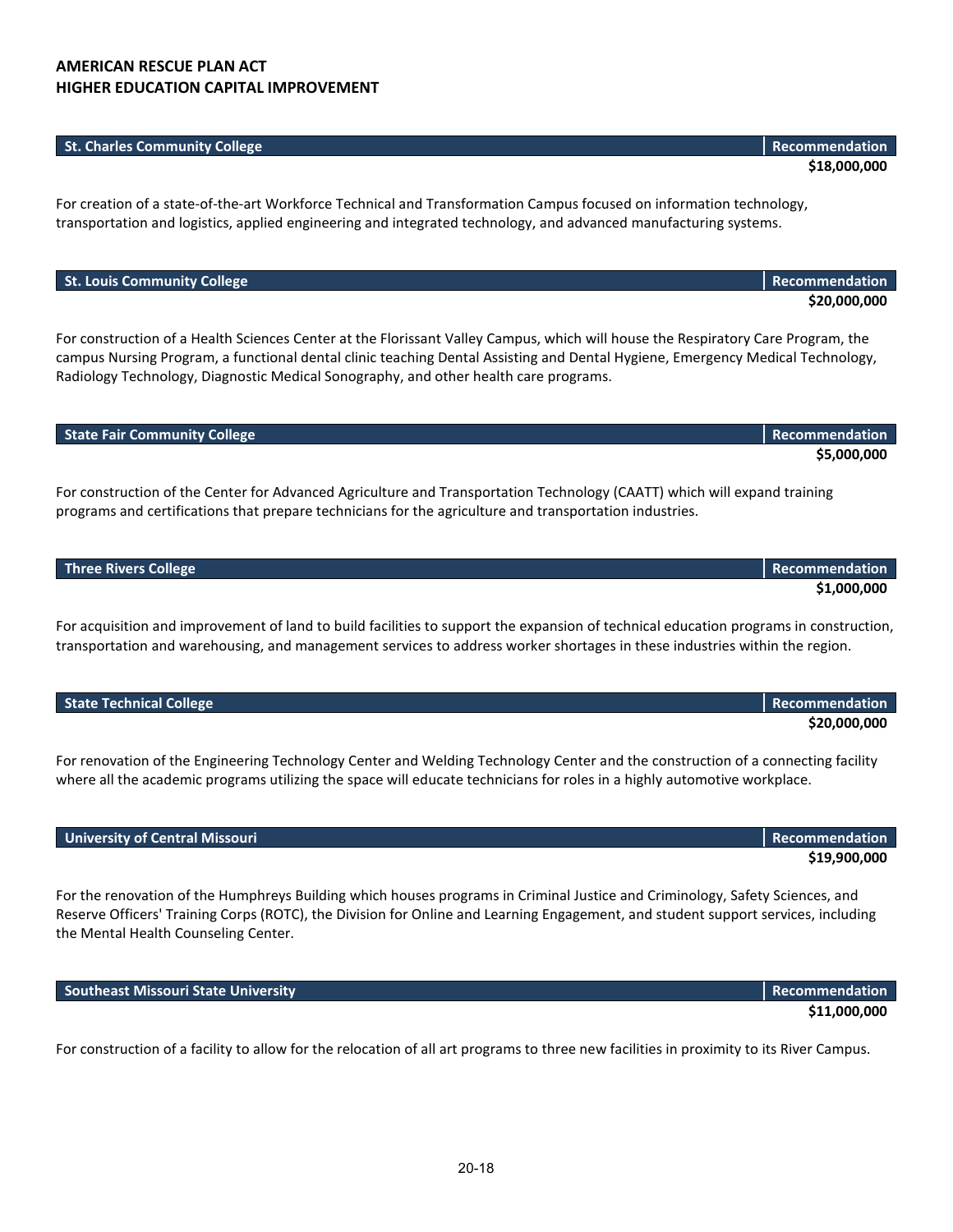# AMERICAN RESCUE PLAN ACT
## HIGHER EDUCATION CAPITAL IMPROVEMENT

| St. Charles Community College | Recommendation |
|---|---|
| | **$18,000,000** |

For creation of a state-of-the-art Workforce Technical and Transformation Campus focused on information technology, transportation and logistics, applied engineering and integrated technology, and advanced manufacturing systems.

| St. Louis Community College | Recommendation |
|---|---|
| | **$20,000,000** |

For construction of a Health Sciences Center at the Florissant Valley Campus, which will house the Respiratory Care Program, the campus Nursing Program, a functional dental clinic teaching Dental Assisting and Dental Hygiene, Emergency Medical Technology, Radiology Technology, Diagnostic Medical Sonography, and other health care programs.

| State Fair Community College | Recommendation |
|---|---|
| | **$5,000,000** |

For construction of the Center for Advanced Agriculture and Transportation Technology (CAATT) which will expand training programs and certifications that prepare technicians for the agriculture and transportation industries.

| Three Rivers College | Recommendation |
|---|---|
| | **$1,000,000** |

For acquisition and improvement of land to build facilities to support the expansion of technical education programs in construction, transportation and warehousing, and management services to address worker shortages in these industries within the region.

| State Technical College | Recommendation |
|---|---|
| | **$20,000,000** |

For renovation of the Engineering Technology Center and Welding Technology Center and the construction of a connecting facility where all the academic programs utilizing the space will educate technicians for roles in a highly automotive workplace.

| University of Central Missouri | Recommendation |
|---|---|
| | **$19,900,000** |

For the renovation of the Humphreys Building which houses programs in Criminal Justice and Criminology, Safety Sciences, and Reserve Officers' Training Corps (ROTC), the Division for Online and Learning Engagement, and student support services, including the Mental Health Counseling Center.

| Southeast Missouri State University | Recommendation |
|---|---|
| | **$11,000,000** |

For construction of a facility to allow for the relocation of all art programs to three new facilities in proximity to its River Campus.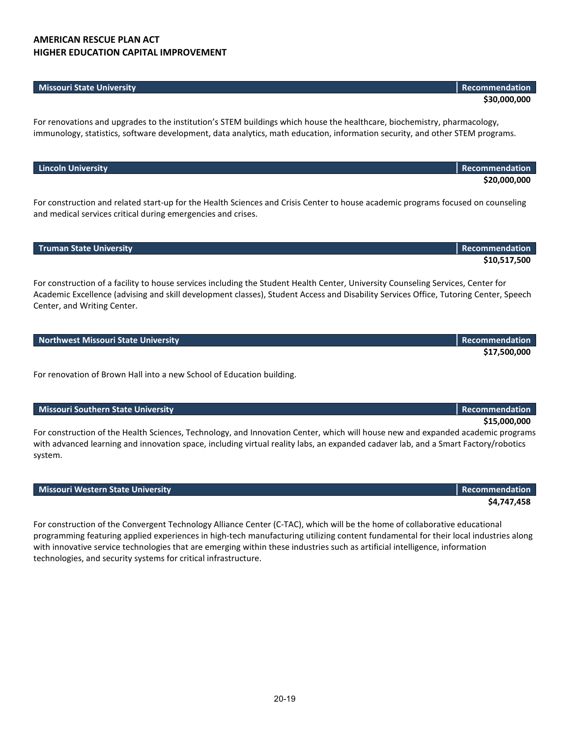**AMERICAN RESCUE PLAN ACT**
**HIGHER EDUCATION CAPITAL IMPROVEMENT**

| Missouri State University | Recommendation |
|---|---|
| | **$30,000,000** |

For renovations and upgrades to the institution's STEM buildings which house the healthcare, biochemistry, pharmacology, immunology, statistics, software development, data analytics, math education, information security, and other STEM programs.

| Lincoln University | Recommendation |
|---|---|
| | **$20,000,000** |

For construction and related start-up for the Health Sciences and Crisis Center to house academic programs focused on counseling and medical services critical during emergencies and crises.

| Truman State University | Recommendation |
|---|---|
| | **$10,517,500** |

For construction of a facility to house services including the Student Health Center, University Counseling Services, Center for Academic Excellence (advising and skill development classes), Student Access and Disability Services Office, Tutoring Center, Speech Center, and Writing Center.

| Northwest Missouri State University | Recommendation |
|---|---|
| | **$17,500,000** |

For renovation of Brown Hall into a new School of Education building.

| Missouri Southern State University | Recommendation |
|---|---|
| | **$15,000,000** |

For construction of the Health Sciences, Technology, and Innovation Center, which will house new and expanded academic programs with advanced learning and innovation space, including virtual reality labs, an expanded cadaver lab, and a Smart Factory/robotics system.

| Missouri Western State University | Recommendation |
|---|---|
| | **$4,747,458** |

For construction of the Convergent Technology Alliance Center (C-TAC), which will be the home of collaborative educational programming featuring applied experiences in high-tech manufacturing utilizing content fundamental for their local industries along with innovative service technologies that are emerging within these industries such as artificial intelligence, information technologies, and security systems for critical infrastructure.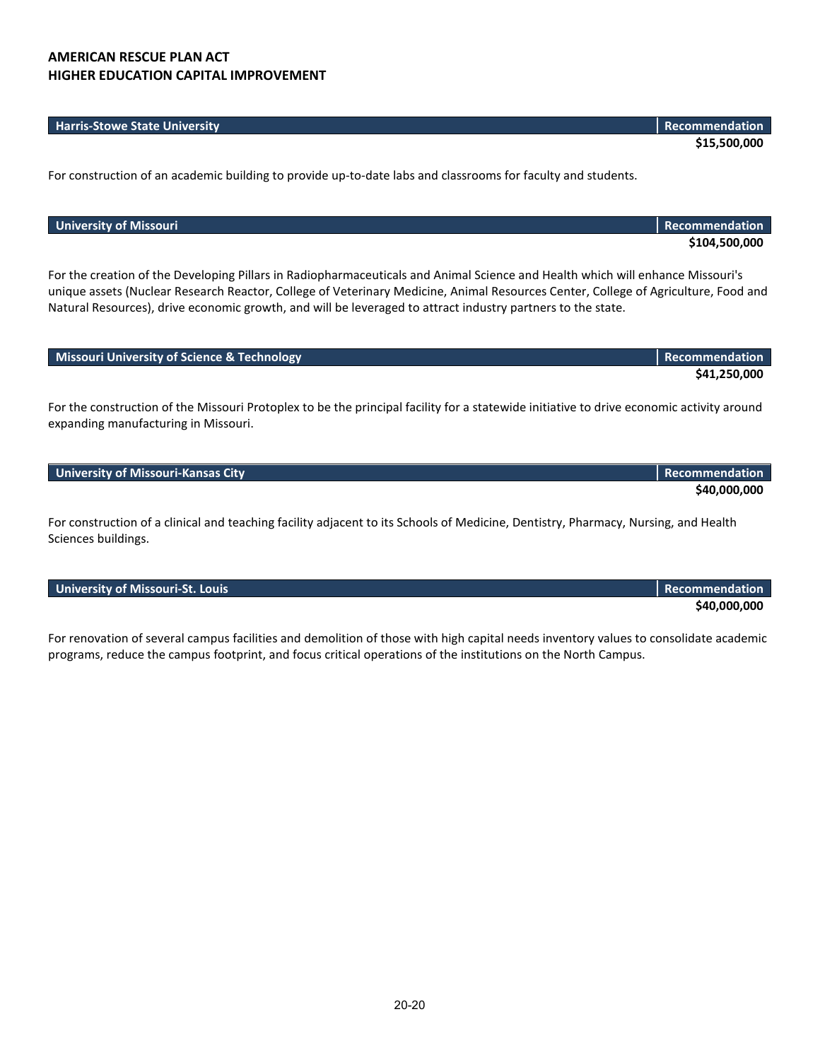## AMERICAN RESCUE PLAN ACT
## HIGHER EDUCATION CAPITAL IMPROVEMENT

| Harris-Stowe State University | Recommendation |
|---|---|
| | **$15,500,000** |

For construction of an academic building to provide up-to-date labs and classrooms for faculty and students.

| University of Missouri | Recommendation |
|---|---|
| | **$104,500,000** |

For the creation of the Developing Pillars in Radiopharmaceuticals and Animal Science and Health which will enhance Missouri's unique assets (Nuclear Research Reactor, College of Veterinary Medicine, Animal Resources Center, College of Agriculture, Food and Natural Resources), drive economic growth, and will be leveraged to attract industry partners to the state.

| Missouri University of Science & Technology | Recommendation |
|---|---|
| | **$41,250,000** |

For the construction of the Missouri Protoplex to be the principal facility for a statewide initiative to drive economic activity around expanding manufacturing in Missouri.

| University of Missouri-Kansas City | Recommendation |
|---|---|
| | **$40,000,000** |

For construction of a clinical and teaching facility adjacent to its Schools of Medicine, Dentistry, Pharmacy, Nursing, and Health Sciences buildings.

| University of Missouri-St. Louis | Recommendation |
|---|---|
| | **$40,000,000** |

For renovation of several campus facilities and demolition of those with high capital needs inventory values to consolidate academic programs, reduce the campus footprint, and focus critical operations of the institutions on the North Campus.